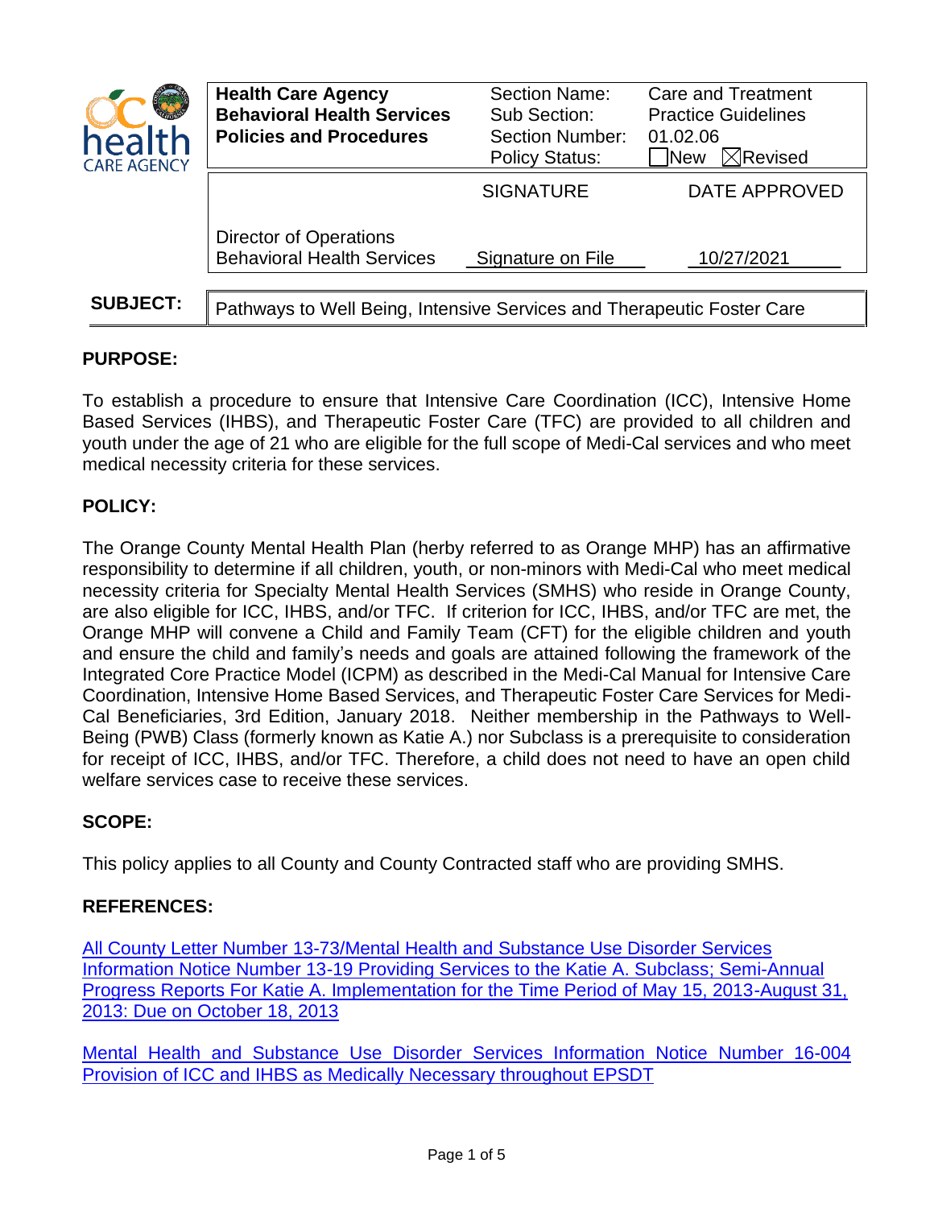| Health Care Agency<br>**Behavioral Health Services**<br>**Policies and Procedures** | Section Name:<br>Sub Section:<br>Section Number:<br>Policy Status: | Care and Treatment<br>Practice Guidelines<br>01.02.06<br>☐New ☒Revised |
|---|---|---|
| | SIGNATURE | DATE APPROVED |
| Director of Operations<br>Behavioral Health Services | Signature on File | 10/27/2021 |

**SUBJECT:** Pathways to Well Being, Intensive Services and Therapeutic Foster Care

## PURPOSE:

To establish a procedure to ensure that Intensive Care Coordination (ICC), Intensive Home Based Services (IHBS), and Therapeutic Foster Care (TFC) are provided to all children and youth under the age of 21 who are eligible for the full scope of Medi-Cal services and who meet medical necessity criteria for these services.

## POLICY:

The Orange County Mental Health Plan (herby referred to as Orange MHP) has an affirmative responsibility to determine if all children, youth, or non-minors with Medi-Cal who meet medical necessity criteria for Specialty Mental Health Services (SMHS) who reside in Orange County, are also eligible for ICC, IHBS, and/or TFC. If criterion for ICC, IHBS, and/or TFC are met, the Orange MHP will convene a Child and Family Team (CFT) for the eligible children and youth and ensure the child and family's needs and goals are attained following the framework of the Integrated Core Practice Model (ICPM) as described in the Medi-Cal Manual for Intensive Care Coordination, Intensive Home Based Services, and Therapeutic Foster Care Services for Medi-Cal Beneficiaries, 3rd Edition, January 2018. Neither membership in the Pathways to Well-Being (PWB) Class (formerly known as Katie A.) nor Subclass is a prerequisite to consideration for receipt of ICC, IHBS, and/or TFC. Therefore, a child does not need to have an open child welfare services case to receive these services.

## SCOPE:

This policy applies to all County and County Contracted staff who are providing SMHS.

## REFERENCES:

All County Letter Number 13-73/Mental Health and Substance Use Disorder Services Information Notice Number 13-19 Providing Services to the Katie A. Subclass; Semi-Annual Progress Reports For Katie A. Implementation for the Time Period of May 15, 2013-August 31, 2013: Due on October 18, 2013

Mental Health and Substance Use Disorder Services Information Notice Number 16-004 Provision of ICC and IHBS as Medically Necessary throughout EPSDT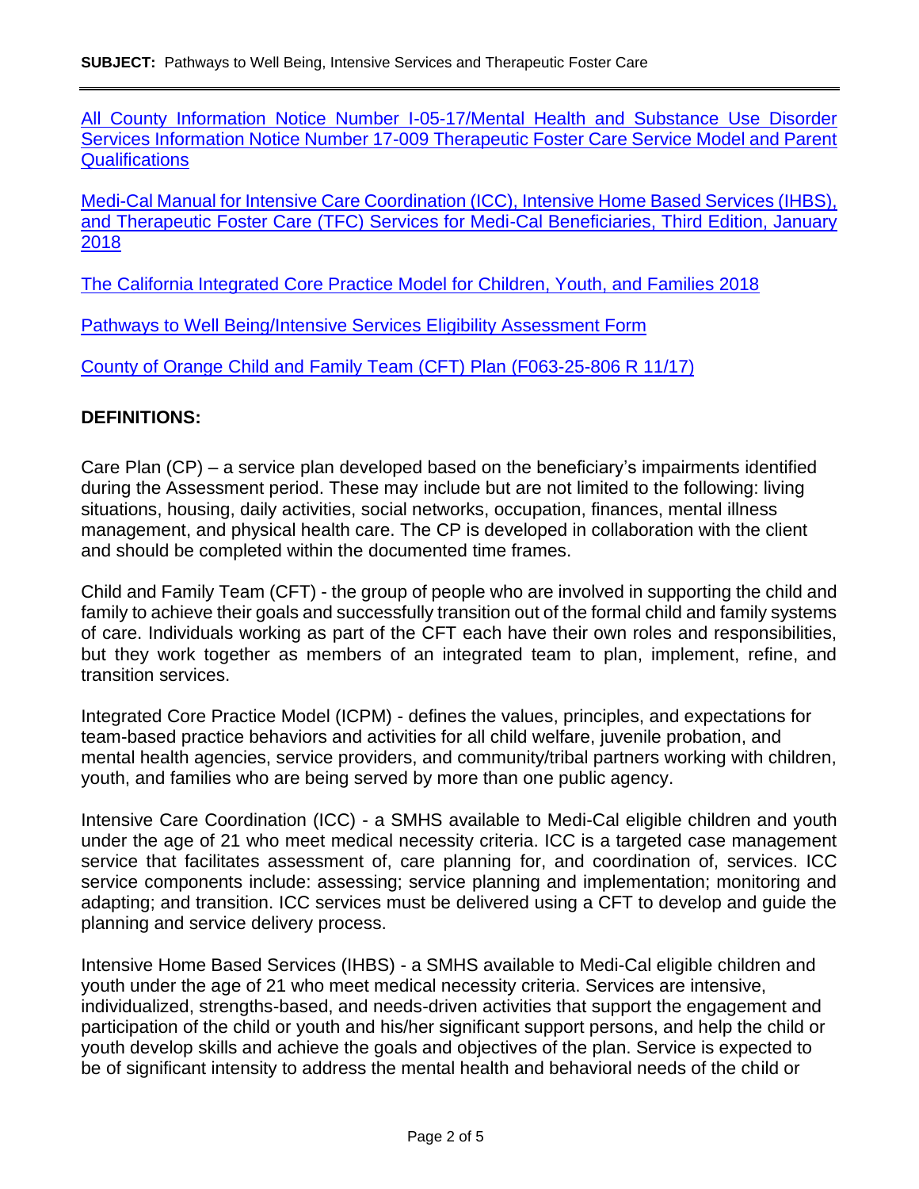All County Information Notice Number I-05-17/Mental Health and Substance Use Disorder Services Information Notice Number 17-009 Therapeutic Foster Care Service Model and Parent Qualifications

Medi-Cal Manual for Intensive Care Coordination (ICC), Intensive Home Based Services (IHBS), and Therapeutic Foster Care (TFC) Services for Medi-Cal Beneficiaries, Third Edition, January 2018

The California Integrated Core Practice Model for Children, Youth, and Families 2018

Pathways to Well Being/Intensive Services Eligibility Assessment Form

County of Orange Child and Family Team (CFT) Plan (F063-25-806 R 11/17)

## DEFINITIONS:

Care Plan (CP) – a service plan developed based on the beneficiary's impairments identified during the Assessment period. These may include but are not limited to the following: living situations, housing, daily activities, social networks, occupation, finances, mental illness management, and physical health care. The CP is developed in collaboration with the client and should be completed within the documented time frames.

Child and Family Team (CFT) - the group of people who are involved in supporting the child and family to achieve their goals and successfully transition out of the formal child and family systems of care. Individuals working as part of the CFT each have their own roles and responsibilities, but they work together as members of an integrated team to plan, implement, refine, and transition services.

Integrated Core Practice Model (ICPM) - defines the values, principles, and expectations for team-based practice behaviors and activities for all child welfare, juvenile probation, and mental health agencies, service providers, and community/tribal partners working with children, youth, and families who are being served by more than one public agency.

Intensive Care Coordination (ICC) - a SMHS available to Medi-Cal eligible children and youth under the age of 21 who meet medical necessity criteria. ICC is a targeted case management service that facilitates assessment of, care planning for, and coordination of, services. ICC service components include: assessing; service planning and implementation; monitoring and adapting; and transition. ICC services must be delivered using a CFT to develop and guide the planning and service delivery process.

Intensive Home Based Services (IHBS) - a SMHS available to Medi-Cal eligible children and youth under the age of 21 who meet medical necessity criteria. Services are intensive, individualized, strengths-based, and needs-driven activities that support the engagement and participation of the child or youth and his/her significant support persons, and help the child or youth develop skills and achieve the goals and objectives of the plan. Service is expected to be of significant intensity to address the mental health and behavioral needs of the child or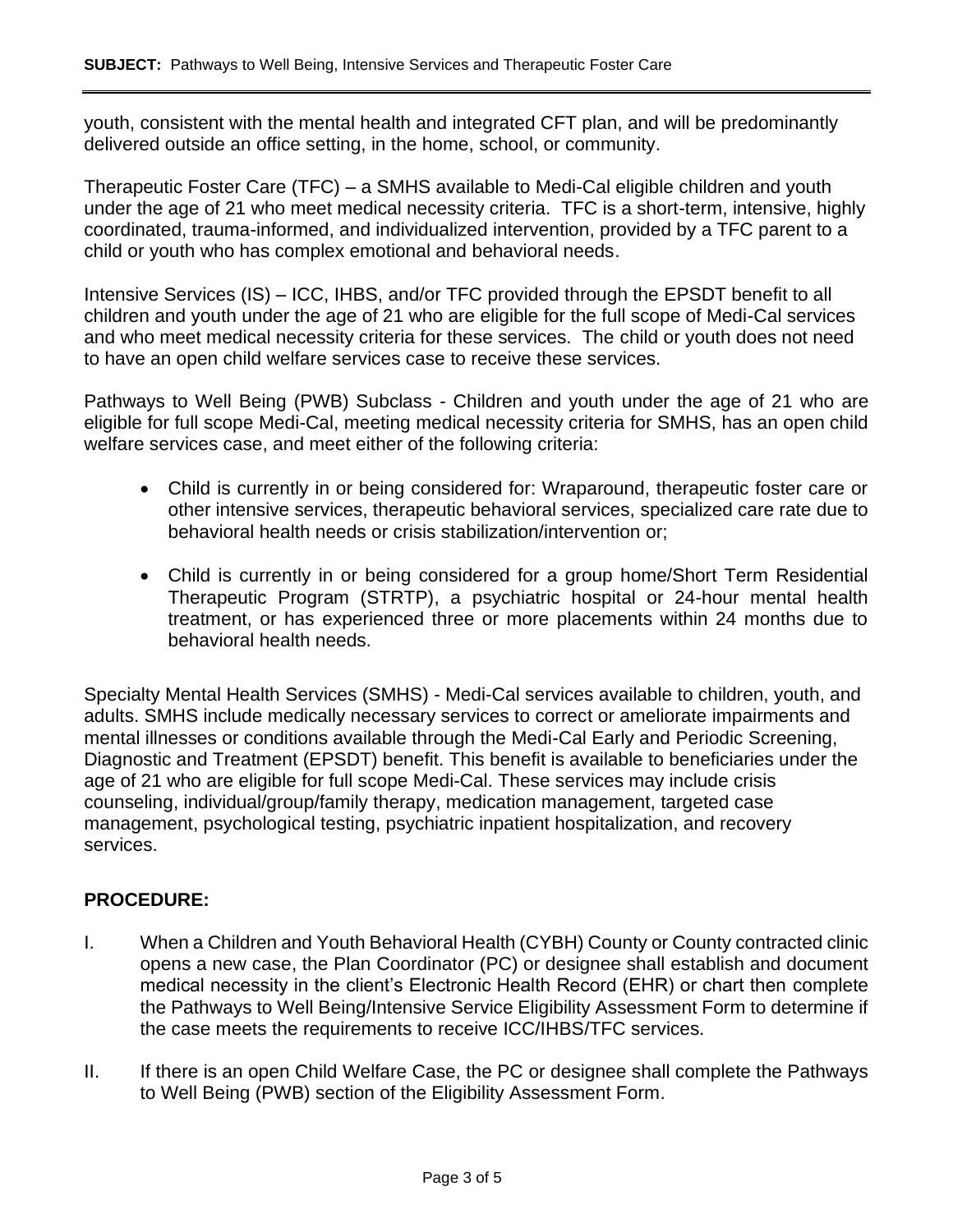youth, consistent with the mental health and integrated CFT plan, and will be predominantly delivered outside an office setting, in the home, school, or community.

Therapeutic Foster Care (TFC) – a SMHS available to Medi-Cal eligible children and youth under the age of 21 who meet medical necessity criteria. TFC is a short-term, intensive, highly coordinated, trauma-informed, and individualized intervention, provided by a TFC parent to a child or youth who has complex emotional and behavioral needs.

Intensive Services (IS) – ICC, IHBS, and/or TFC provided through the EPSDT benefit to all children and youth under the age of 21 who are eligible for the full scope of Medi-Cal services and who meet medical necessity criteria for these services. The child or youth does not need to have an open child welfare services case to receive these services.

Pathways to Well Being (PWB) Subclass - Children and youth under the age of 21 who are eligible for full scope Medi-Cal, meeting medical necessity criteria for SMHS, has an open child welfare services case, and meet either of the following criteria:

- Child is currently in or being considered for: Wraparound, therapeutic foster care or other intensive services, therapeutic behavioral services, specialized care rate due to behavioral health needs or crisis stabilization/intervention or;
- Child is currently in or being considered for a group home/Short Term Residential Therapeutic Program (STRTP), a psychiatric hospital or 24-hour mental health treatment, or has experienced three or more placements within 24 months due to behavioral health needs.

Specialty Mental Health Services (SMHS) - Medi-Cal services available to children, youth, and adults. SMHS include medically necessary services to correct or ameliorate impairments and mental illnesses or conditions available through the Medi-Cal Early and Periodic Screening, Diagnostic and Treatment (EPSDT) benefit. This benefit is available to beneficiaries under the age of 21 who are eligible for full scope Medi-Cal. These services may include crisis counseling, individual/group/family therapy, medication management, targeted case management, psychological testing, psychiatric inpatient hospitalization, and recovery services.

**PROCEDURE:**

I. When a Children and Youth Behavioral Health (CYBH) County or County contracted clinic opens a new case, the Plan Coordinator (PC) or designee shall establish and document medical necessity in the client's Electronic Health Record (EHR) or chart then complete the Pathways to Well Being/Intensive Service Eligibility Assessment Form to determine if the case meets the requirements to receive ICC/IHBS/TFC services.

II. If there is an open Child Welfare Case, the PC or designee shall complete the Pathways to Well Being (PWB) section of the Eligibility Assessment Form.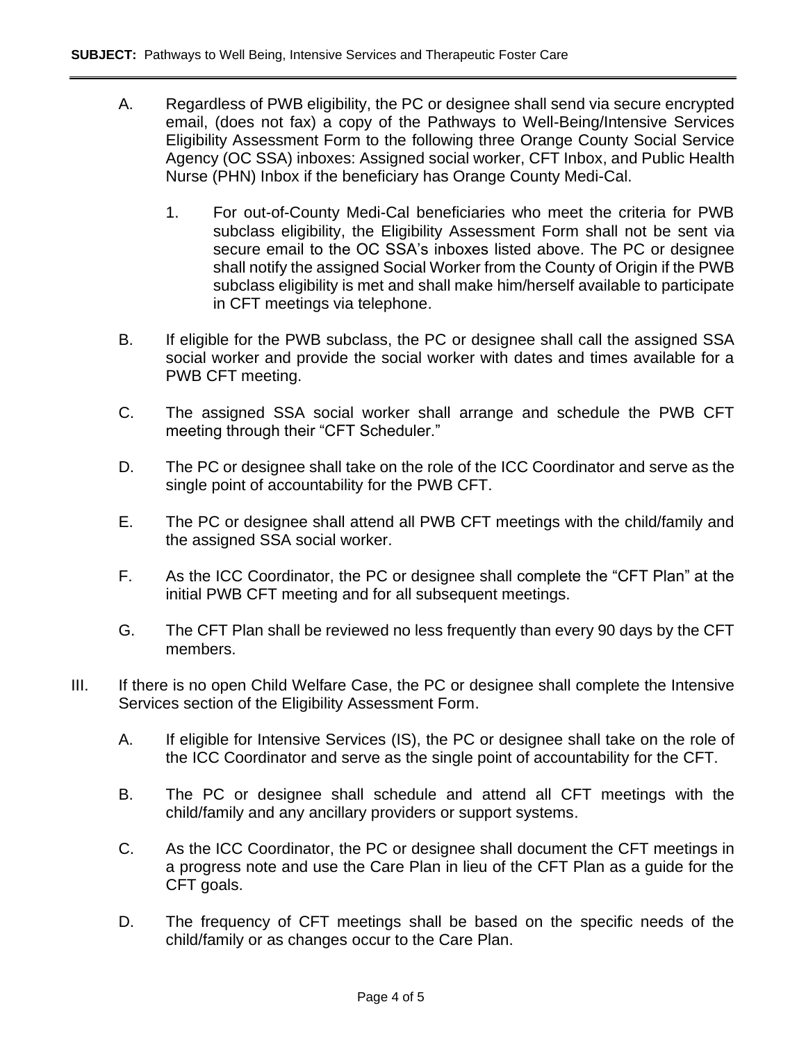A. Regardless of PWB eligibility, the PC or designee shall send via secure encrypted email, (does not fax) a copy of the Pathways to Well-Being/Intensive Services Eligibility Assessment Form to the following three Orange County Social Service Agency (OC SSA) inboxes: Assigned social worker, CFT Inbox, and Public Health Nurse (PHN) Inbox if the beneficiary has Orange County Medi-Cal.

   1. For out-of-County Medi-Cal beneficiaries who meet the criteria for PWB subclass eligibility, the Eligibility Assessment Form shall not be sent via secure email to the OC SSA's inboxes listed above. The PC or designee shall notify the assigned Social Worker from the County of Origin if the PWB subclass eligibility is met and shall make him/herself available to participate in CFT meetings via telephone.

B. If eligible for the PWB subclass, the PC or designee shall call the assigned SSA social worker and provide the social worker with dates and times available for a PWB CFT meeting.

C. The assigned SSA social worker shall arrange and schedule the PWB CFT meeting through their "CFT Scheduler."

D. The PC or designee shall take on the role of the ICC Coordinator and serve as the single point of accountability for the PWB CFT.

E. The PC or designee shall attend all PWB CFT meetings with the child/family and the assigned SSA social worker.

F. As the ICC Coordinator, the PC or designee shall complete the "CFT Plan" at the initial PWB CFT meeting and for all subsequent meetings.

G. The CFT Plan shall be reviewed no less frequently than every 90 days by the CFT members.

III. If there is no open Child Welfare Case, the PC or designee shall complete the Intensive Services section of the Eligibility Assessment Form.

A. If eligible for Intensive Services (IS), the PC or designee shall take on the role of the ICC Coordinator and serve as the single point of accountability for the CFT.

B. The PC or designee shall schedule and attend all CFT meetings with the child/family and any ancillary providers or support systems.

C. As the ICC Coordinator, the PC or designee shall document the CFT meetings in a progress note and use the Care Plan in lieu of the CFT Plan as a guide for the CFT goals.

D. The frequency of CFT meetings shall be based on the specific needs of the child/family or as changes occur to the Care Plan.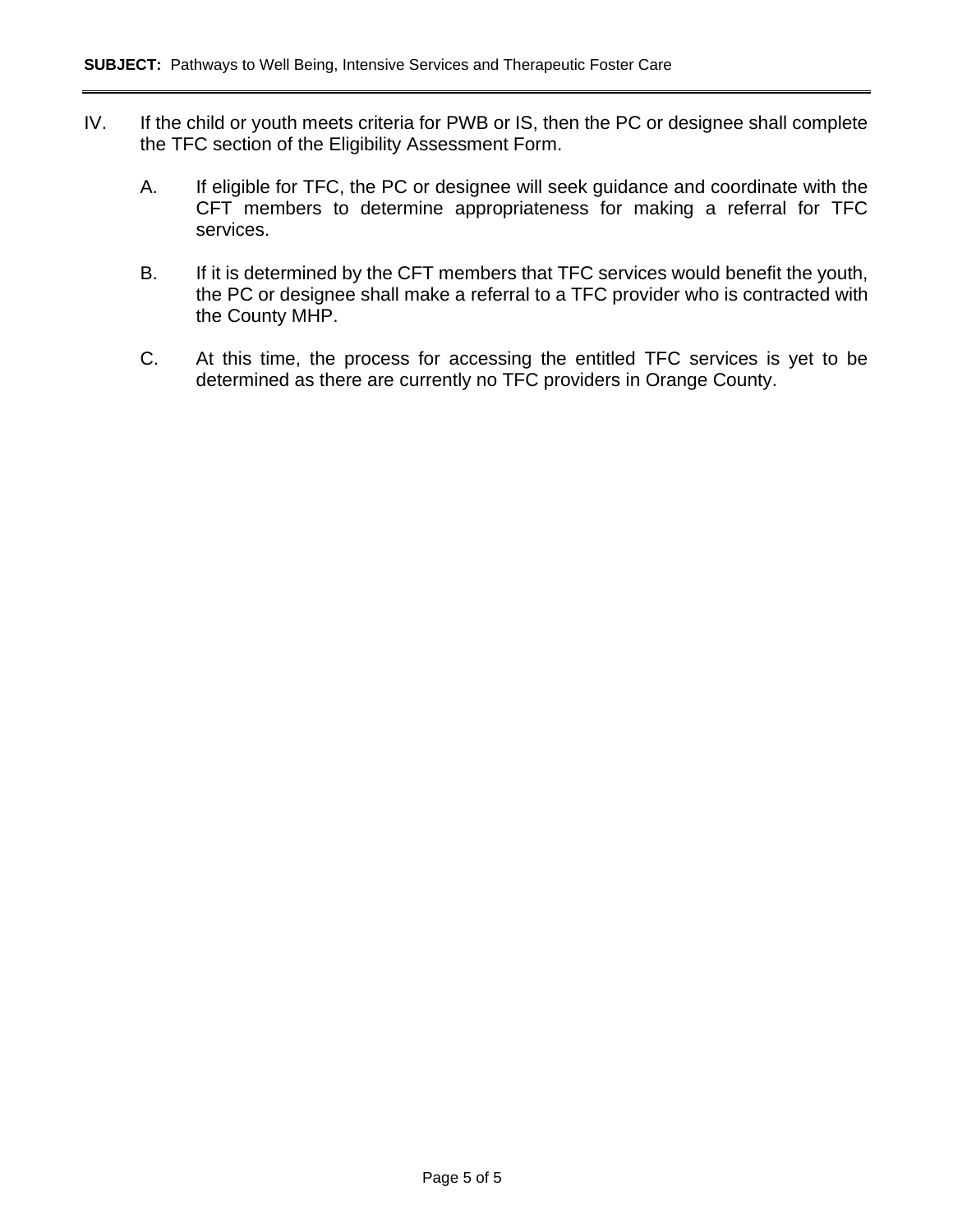IV. If the child or youth meets criteria for PWB or IS, then the PC or designee shall complete the TFC section of the Eligibility Assessment Form.

   A. If eligible for TFC, the PC or designee will seek guidance and coordinate with the CFT members to determine appropriateness for making a referral for TFC services.

   B. If it is determined by the CFT members that TFC services would benefit the youth, the PC or designee shall make a referral to a TFC provider who is contracted with the County MHP.

   C. At this time, the process for accessing the entitled TFC services is yet to be determined as there are currently no TFC providers in Orange County.